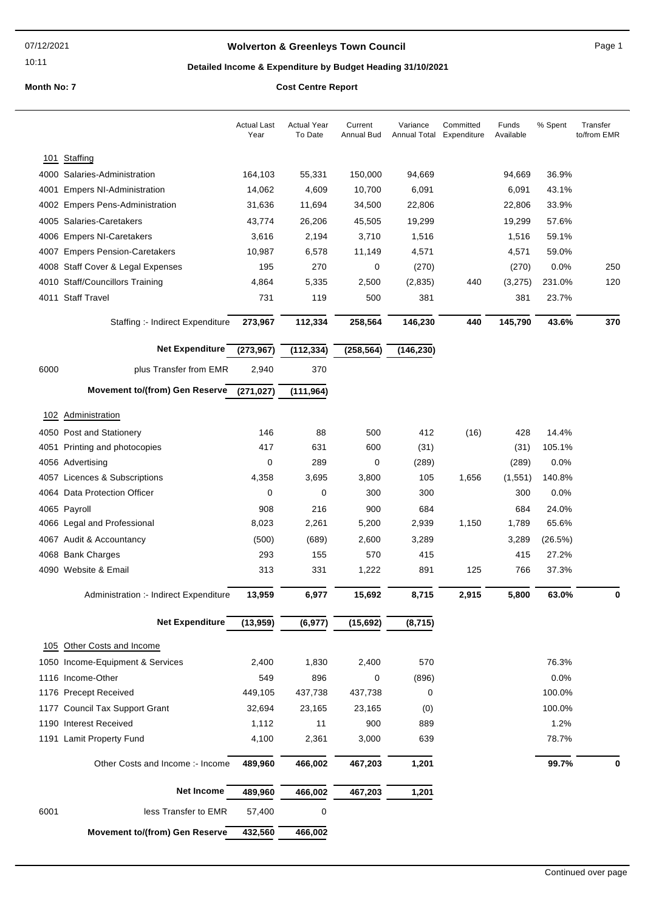# Wolverton & Greenleys Town Council

## Detailed Income & Expenditure by Budget Heading 31/10/2021

**Month No: 7**

**Cost Centre Report**

| | | Actual Last Year | Actual Year To Date | Current Annual Bud | Variance Annual Total | Committed Expenditure | Funds Available | % Spent | Transfer to/from EMR |
|---|---|---|---|---|---|---|---|---|---|
| **101** | **Staffing** | | | | | | | | |
| 4000 | Salaries-Administration | 164,103 | 55,331 | 150,000 | 94,669 | | 94,669 | 36.9% | |
| 4001 | Empers NI-Administration | 14,062 | 4,609 | 10,700 | 6,091 | | 6,091 | 43.1% | |
| 4002 | Empers Pens-Administration | 31,636 | 11,694 | 34,500 | 22,806 | | 22,806 | 33.9% | |
| 4005 | Salaries-Caretakers | 43,774 | 26,206 | 45,505 | 19,299 | | 19,299 | 57.6% | |
| 4006 | Empers NI-Caretakers | 3,616 | 2,194 | 3,710 | 1,516 | | 1,516 | 59.1% | |
| 4007 | Empers Pension-Caretakers | 10,987 | 6,578 | 11,149 | 4,571 | | 4,571 | 59.0% | |
| 4008 | Staff Cover & Legal Expenses | 195 | 270 | 0 | (270) | | (270) | 0.0% | 250 |
| 4010 | Staff/Councillors Training | 4,864 | 5,335 | 2,500 | (2,835) | 440 | (3,275) | 231.0% | 120 |
| 4011 | Staff Travel | 731 | 119 | 500 | 381 | | 381 | 23.7% | |
| | Staffing :- Indirect Expenditure | **273,967** | **112,334** | **258,564** | **146,230** | **440** | **145,790** | **43.6%** | **370** |
| | **Net Expenditure** | **(273,967)** | **(112,334)** | **(258,564)** | **(146,230)** | | | | |
| 6000 | plus Transfer from EMR | 2,940 | 370 | | | | | | |
| | **Movement to/(from) Gen Reserve** | **(271,027)** | **(111,964)** | | | | | | |
| **102** | **Administration** | | | | | | | | |
| 4050 | Post and Stationery | 146 | 88 | 500 | 412 | (16) | 428 | 14.4% | |
| 4051 | Printing and photocopies | 417 | 631 | 600 | (31) | | (31) | 105.1% | |
| 4056 | Advertising | 0 | 289 | 0 | (289) | | (289) | 0.0% | |
| 4057 | Licences & Subscriptions | 4,358 | 3,695 | 3,800 | 105 | 1,656 | (1,551) | 140.8% | |
| 4064 | Data Protection Officer | 0 | 0 | 300 | 300 | | 300 | 0.0% | |
| 4065 | Payroll | 908 | 216 | 900 | 684 | | 684 | 24.0% | |
| 4066 | Legal and Professional | 8,023 | 2,261 | 5,200 | 2,939 | 1,150 | 1,789 | 65.6% | |
| 4067 | Audit & Accountancy | (500) | (689) | 2,600 | 3,289 | | 3,289 | (26.5%) | |
| 4068 | Bank Charges | 293 | 155 | 570 | 415 | | 415 | 27.2% | |
| 4090 | Website & Email | 313 | 331 | 1,222 | 891 | 125 | 766 | 37.3% | |
| | Administration :- Indirect Expenditure | **13,959** | **6,977** | **15,692** | **8,715** | **2,915** | **5,800** | **63.0%** | **0** |
| | **Net Expenditure** | **(13,959)** | **(6,977)** | **(15,692)** | **(8,715)** | | | | |
| **105** | **Other Costs and Income** | | | | | | | | |
| 1050 | Income-Equipment & Services | 2,400 | 1,830 | 2,400 | 570 | | | 76.3% | |
| 1116 | Income-Other | 549 | 896 | 0 | (896) | | | 0.0% | |
| 1176 | Precept Received | 449,105 | 437,738 | 437,738 | 0 | | | 100.0% | |
| 1177 | Council Tax Support Grant | 32,694 | 23,165 | 23,165 | (0) | | | 100.0% | |
| 1190 | Interest Received | 1,112 | 11 | 900 | 889 | | | 1.2% | |
| 1191 | Lamit Property Fund | 4,100 | 2,361 | 3,000 | 639 | | | 78.7% | |
| | Other Costs and Income :- Income | **489,960** | **466,002** | **467,203** | **1,201** | | | **99.7%** | **0** |
| | **Net Income** | **489,960** | **466,002** | **467,203** | **1,201** | | | | |
| 6001 | less Transfer to EMR | 57,400 | 0 | | | | | | |
| | **Movement to/(from) Gen Reserve** | **432,560** | **466,002** | | | | | | |

Continued over page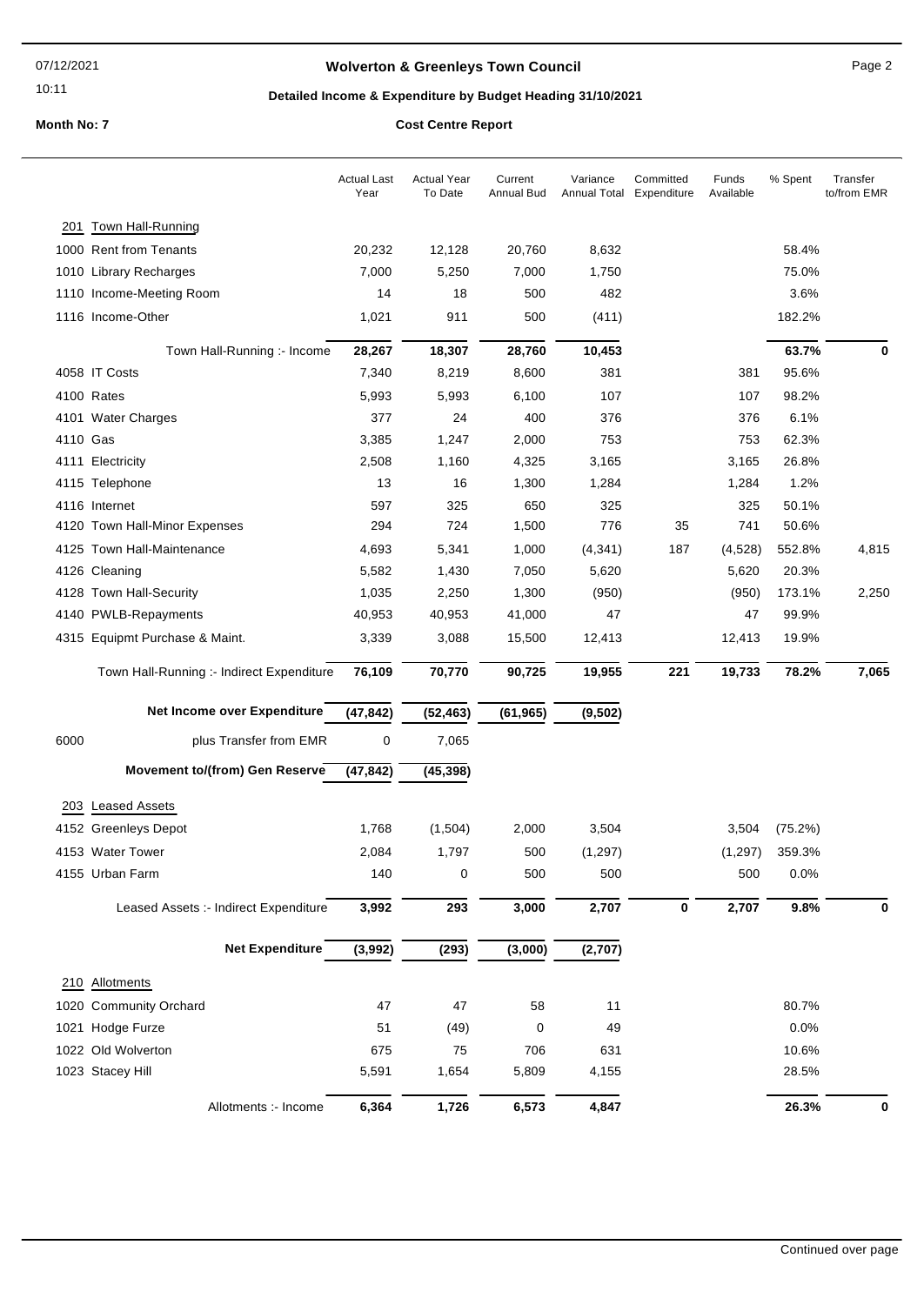## Wolverton & Greenleys Town Council

### Detailed Income & Expenditure by Budget Heading 31/10/2021

**Month No: 7** — **Cost Centre Report**

| | | Actual Last Year | Actual Year To Date | Current Annual Bud | Variance Annual Total | Committed Expenditure | Funds Available | % Spent | Transfer to/from EMR |
|---|---|---|---|---|---|---|---|---|---|
| **201** | **Town Hall-Running** | | | | | | | | |
| 1000 | Rent from Tenants | 20,232 | 12,128 | 20,760 | 8,632 | | | 58.4% | |
| 1010 | Library Recharges | 7,000 | 5,250 | 7,000 | 1,750 | | | 75.0% | |
| 1110 | Income-Meeting Room | 14 | 18 | 500 | 482 | | | 3.6% | |
| 1116 | Income-Other | 1,021 | 911 | 500 | (411) | | | 182.2% | |
| | Town Hall-Running :- Income | **28,267** | **18,307** | **28,760** | **10,453** | | | **63.7%** | **0** |
| 4058 | IT Costs | 7,340 | 8,219 | 8,600 | 381 | | 381 | 95.6% | |
| 4100 | Rates | 5,993 | 5,993 | 6,100 | 107 | | 107 | 98.2% | |
| 4101 | Water Charges | 377 | 24 | 400 | 376 | | 376 | 6.1% | |
| 4110 | Gas | 3,385 | 1,247 | 2,000 | 753 | | 753 | 62.3% | |
| 4111 | Electricity | 2,508 | 1,160 | 4,325 | 3,165 | | 3,165 | 26.8% | |
| 4115 | Telephone | 13 | 16 | 1,300 | 1,284 | | 1,284 | 1.2% | |
| 4116 | Internet | 597 | 325 | 650 | 325 | | 325 | 50.1% | |
| 4120 | Town Hall-Minor Expenses | 294 | 724 | 1,500 | 776 | 35 | 741 | 50.6% | |
| 4125 | Town Hall-Maintenance | 4,693 | 5,341 | 1,000 | (4,341) | 187 | (4,528) | 552.8% | 4,815 |
| 4126 | Cleaning | 5,582 | 1,430 | 7,050 | 5,620 | | 5,620 | 20.3% | |
| 4128 | Town Hall-Security | 1,035 | 2,250 | 1,300 | (950) | | (950) | 173.1% | 2,250 |
| 4140 | PWLB-Repayments | 40,953 | 40,953 | 41,000 | 47 | | 47 | 99.9% | |
| 4315 | Equipmt Purchase & Maint. | 3,339 | 3,088 | 15,500 | 12,413 | | 12,413 | 19.9% | |
| | Town Hall-Running :- Indirect Expenditure | **76,109** | **70,770** | **90,725** | **19,955** | **221** | **19,733** | **78.2%** | **7,065** |
| | **Net Income over Expenditure** | **(47,842)** | **(52,463)** | **(61,965)** | **(9,502)** | | | | |
| 6000 | plus Transfer from EMR | 0 | 7,065 | | | | | | |
| | **Movement to/(from) Gen Reserve** | **(47,842)** | **(45,398)** | | | | | | |
| **203** | **Leased Assets** | | | | | | | | |
| 4152 | Greenleys Depot | 1,768 | (1,504) | 2,000 | 3,504 | | 3,504 | (75.2%) | |
| 4153 | Water Tower | 2,084 | 1,797 | 500 | (1,297) | | (1,297) | 359.3% | |
| 4155 | Urban Farm | 140 | 0 | 500 | 500 | | 500 | 0.0% | |
| | Leased Assets :- Indirect Expenditure | **3,992** | **293** | **3,000** | **2,707** | **0** | **2,707** | **9.8%** | **0** |
| | **Net Expenditure** | **(3,992)** | **(293)** | **(3,000)** | **(2,707)** | | | | |
| **210** | **Allotments** | | | | | | | | |
| 1020 | Community Orchard | 47 | 47 | 58 | 11 | | | 80.7% | |
| 1021 | Hodge Furze | 51 | (49) | 0 | 49 | | | 0.0% | |
| 1022 | Old Wolverton | 675 | 75 | 706 | 631 | | | 10.6% | |
| 1023 | Stacey Hill | 5,591 | 1,654 | 5,809 | 4,155 | | | 28.5% | |
| | Allotments :- Income | **6,364** | **1,726** | **6,573** | **4,847** | | | **26.3%** | **0** |

Continued over page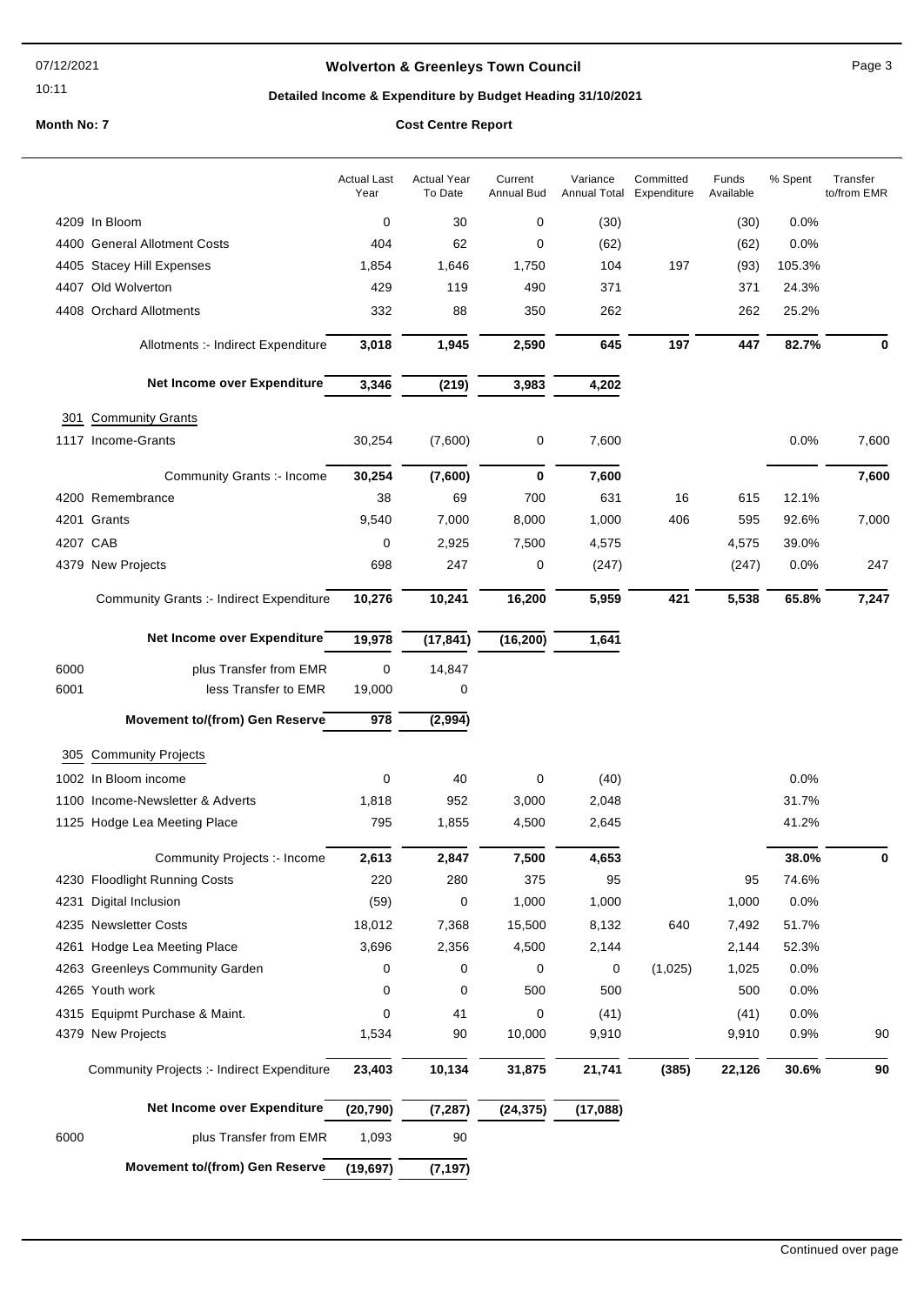# Wolverton & Greenleys Town Council

## Detailed Income & Expenditure by Budget Heading 31/10/2021

**Month No: 7** — **Cost Centre Report**

| | | Actual Last Year | Actual Year To Date | Current Annual Bud | Variance Annual Total | Committed Expenditure | Funds Available | % Spent | Transfer to/from EMR |
|---|---|---|---|---|---|---|---|---|---|
| 4209 | In Bloom | 0 | 30 | 0 | (30) | | (30) | 0.0% | |
| 4400 | General Allotment Costs | 404 | 62 | 0 | (62) | | (62) | 0.0% | |
| 4405 | Stacey Hill Expenses | 1,854 | 1,646 | 1,750 | 104 | 197 | (93) | 105.3% | |
| 4407 | Old Wolverton | 429 | 119 | 490 | 371 | | 371 | 24.3% | |
| 4408 | Orchard Allotments | 332 | 88 | 350 | 262 | | 262 | 25.2% | |
| | Allotments :- Indirect Expenditure | **3,018** | **1,945** | **2,590** | **645** | **197** | **447** | **82.7%** | **0** |
| | **Net Income over Expenditure** | **3,346** | **(219)** | **3,983** | **4,202** | | | | |
| **301** | **Community Grants** | | | | | | | | |
| 1117 | Income-Grants | 30,254 | (7,600) | 0 | 7,600 | | | 0.0% | 7,600 |
| | Community Grants :- Income | **30,254** | **(7,600)** | **0** | **7,600** | | | | **7,600** |
| 4200 | Remembrance | 38 | 69 | 700 | 631 | 16 | 615 | 12.1% | |
| 4201 | Grants | 9,540 | 7,000 | 8,000 | 1,000 | 406 | 595 | 92.6% | 7,000 |
| 4207 | CAB | 0 | 2,925 | 7,500 | 4,575 | | 4,575 | 39.0% | |
| 4379 | New Projects | 698 | 247 | 0 | (247) | | (247) | 0.0% | 247 |
| | Community Grants :- Indirect Expenditure | **10,276** | **10,241** | **16,200** | **5,959** | **421** | **5,538** | **65.8%** | **7,247** |
| | **Net Income over Expenditure** | **19,978** | **(17,841)** | **(16,200)** | **1,641** | | | | |
| 6000 | plus Transfer from EMR | 0 | 14,847 | | | | | | |
| 6001 | less Transfer to EMR | 19,000 | 0 | | | | | | |
| | **Movement to/(from) Gen Reserve** | **978** | **(2,994)** | | | | | | |
| **305** | **Community Projects** | | | | | | | | |
| 1002 | In Bloom income | 0 | 40 | 0 | (40) | | | 0.0% | |
| 1100 | Income-Newsletter & Adverts | 1,818 | 952 | 3,000 | 2,048 | | | 31.7% | |
| 1125 | Hodge Lea Meeting Place | 795 | 1,855 | 4,500 | 2,645 | | | 41.2% | |
| | Community Projects :- Income | **2,613** | **2,847** | **7,500** | **4,653** | | | **38.0%** | **0** |
| 4230 | Floodlight Running Costs | 220 | 280 | 375 | 95 | | 95 | 74.6% | |
| 4231 | Digital Inclusion | (59) | 0 | 1,000 | 1,000 | | 1,000 | 0.0% | |
| 4235 | Newsletter Costs | 18,012 | 7,368 | 15,500 | 8,132 | 640 | 7,492 | 51.7% | |
| 4261 | Hodge Lea Meeting Place | 3,696 | 2,356 | 4,500 | 2,144 | | 2,144 | 52.3% | |
| 4263 | Greenleys Community Garden | 0 | 0 | 0 | 0 | (1,025) | 1,025 | 0.0% | |
| 4265 | Youth work | 0 | 0 | 500 | 500 | | 500 | 0.0% | |
| 4315 | Equipmt Purchase & Maint. | 0 | 41 | 0 | (41) | | (41) | 0.0% | |
| 4379 | New Projects | 1,534 | 90 | 10,000 | 9,910 | | 9,910 | 0.9% | 90 |
| | Community Projects :- Indirect Expenditure | **23,403** | **10,134** | **31,875** | **21,741** | **(385)** | **22,126** | **30.6%** | **90** |
| | **Net Income over Expenditure** | **(20,790)** | **(7,287)** | **(24,375)** | **(17,088)** | | | | |
| 6000 | plus Transfer from EMR | 1,093 | 90 | | | | | | |
| | **Movement to/(from) Gen Reserve** | **(19,697)** | **(7,197)** | | | | | | |

Continued over page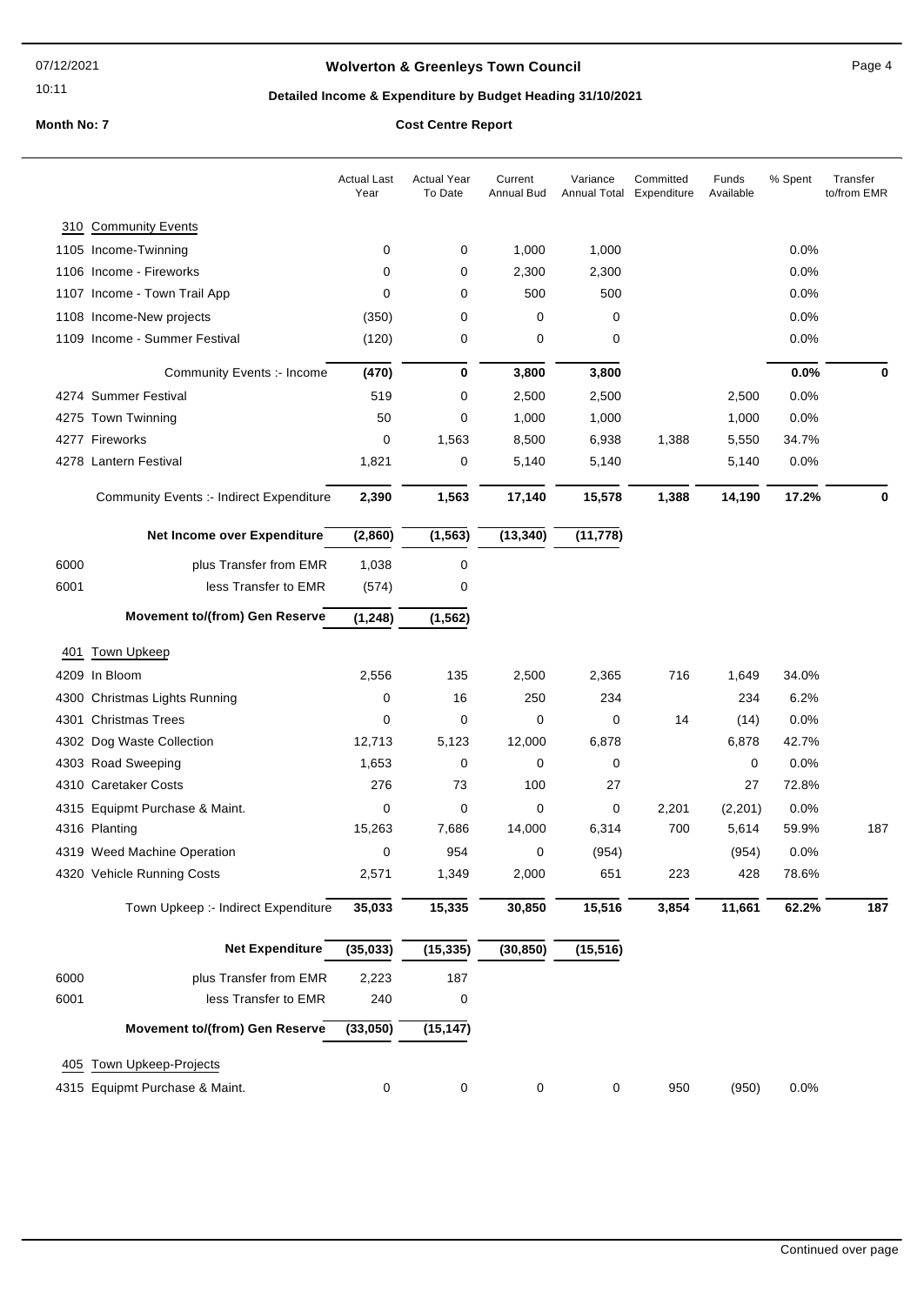# Wolverton & Greenleys Town Council

## Detailed Income & Expenditure by Budget Heading 31/10/2021

**Month No: 7** | **Cost Centre Report**

| | | Actual Last Year | Actual Year To Date | Current Annual Bud | Variance Annual Total | Committed Expenditure | Funds Available | % Spent | Transfer to/from EMR |
|---|---|---|---|---|---|---|---|---|---|
| **310** | **Community Events** | | | | | | | | |
| 1105 | Income-Twinning | 0 | 0 | 1,000 | 1,000 | | | 0.0% | |
| 1106 | Income - Fireworks | 0 | 0 | 2,300 | 2,300 | | | 0.0% | |
| 1107 | Income - Town Trail App | 0 | 0 | 500 | 500 | | | 0.0% | |
| 1108 | Income-New projects | (350) | 0 | 0 | 0 | | | 0.0% | |
| 1109 | Income - Summer Festival | (120) | 0 | 0 | 0 | | | 0.0% | |
| | Community Events :- Income | **(470)** | **0** | **3,800** | **3,800** | | | **0.0%** | **0** |
| 4274 | Summer Festival | 519 | 0 | 2,500 | 2,500 | | 2,500 | 0.0% | |
| 4275 | Town Twinning | 50 | 0 | 1,000 | 1,000 | | 1,000 | 0.0% | |
| 4277 | Fireworks | 0 | 1,563 | 8,500 | 6,938 | 1,388 | 5,550 | 34.7% | |
| 4278 | Lantern Festival | 1,821 | 0 | 5,140 | 5,140 | | 5,140 | 0.0% | |
| | Community Events :- Indirect Expenditure | **2,390** | **1,563** | **17,140** | **15,578** | **1,388** | **14,190** | **17.2%** | **0** |
| | **Net Income over Expenditure** | **(2,860)** | **(1,563)** | **(13,340)** | **(11,778)** | | | | |
| 6000 | plus Transfer from EMR | 1,038 | 0 | | | | | | |
| 6001 | less Transfer to EMR | (574) | 0 | | | | | | |
| | **Movement to/(from) Gen Reserve** | **(1,248)** | **(1,562)** | | | | | | |
| **401** | **Town Upkeep** | | | | | | | | |
| 4209 | In Bloom | 2,556 | 135 | 2,500 | 2,365 | 716 | 1,649 | 34.0% | |
| 4300 | Christmas Lights Running | 0 | 16 | 250 | 234 | | 234 | 6.2% | |
| 4301 | Christmas Trees | 0 | 0 | 0 | 0 | 14 | (14) | 0.0% | |
| 4302 | Dog Waste Collection | 12,713 | 5,123 | 12,000 | 6,878 | | 6,878 | 42.7% | |
| 4303 | Road Sweeping | 1,653 | 0 | 0 | 0 | | 0 | 0.0% | |
| 4310 | Caretaker Costs | 276 | 73 | 100 | 27 | | 27 | 72.8% | |
| 4315 | Equipmt Purchase & Maint. | 0 | 0 | 0 | 0 | 2,201 | (2,201) | 0.0% | |
| 4316 | Planting | 15,263 | 7,686 | 14,000 | 6,314 | 700 | 5,614 | 59.9% | 187 |
| 4319 | Weed Machine Operation | 0 | 954 | 0 | (954) | | (954) | 0.0% | |
| 4320 | Vehicle Running Costs | 2,571 | 1,349 | 2,000 | 651 | 223 | 428 | 78.6% | |
| | Town Upkeep :- Indirect Expenditure | **35,033** | **15,335** | **30,850** | **15,516** | **3,854** | **11,661** | **62.2%** | **187** |
| | **Net Expenditure** | **(35,033)** | **(15,335)** | **(30,850)** | **(15,516)** | | | | |
| 6000 | plus Transfer from EMR | 2,223 | 187 | | | | | | |
| 6001 | less Transfer to EMR | 240 | 0 | | | | | | |
| | **Movement to/(from) Gen Reserve** | **(33,050)** | **(15,147)** | | | | | | |
| **405** | **Town Upkeep-Projects** | | | | | | | | |
| 4315 | Equipmt Purchase & Maint. | 0 | 0 | 0 | 0 | 950 | (950) | 0.0% | |

Continued over page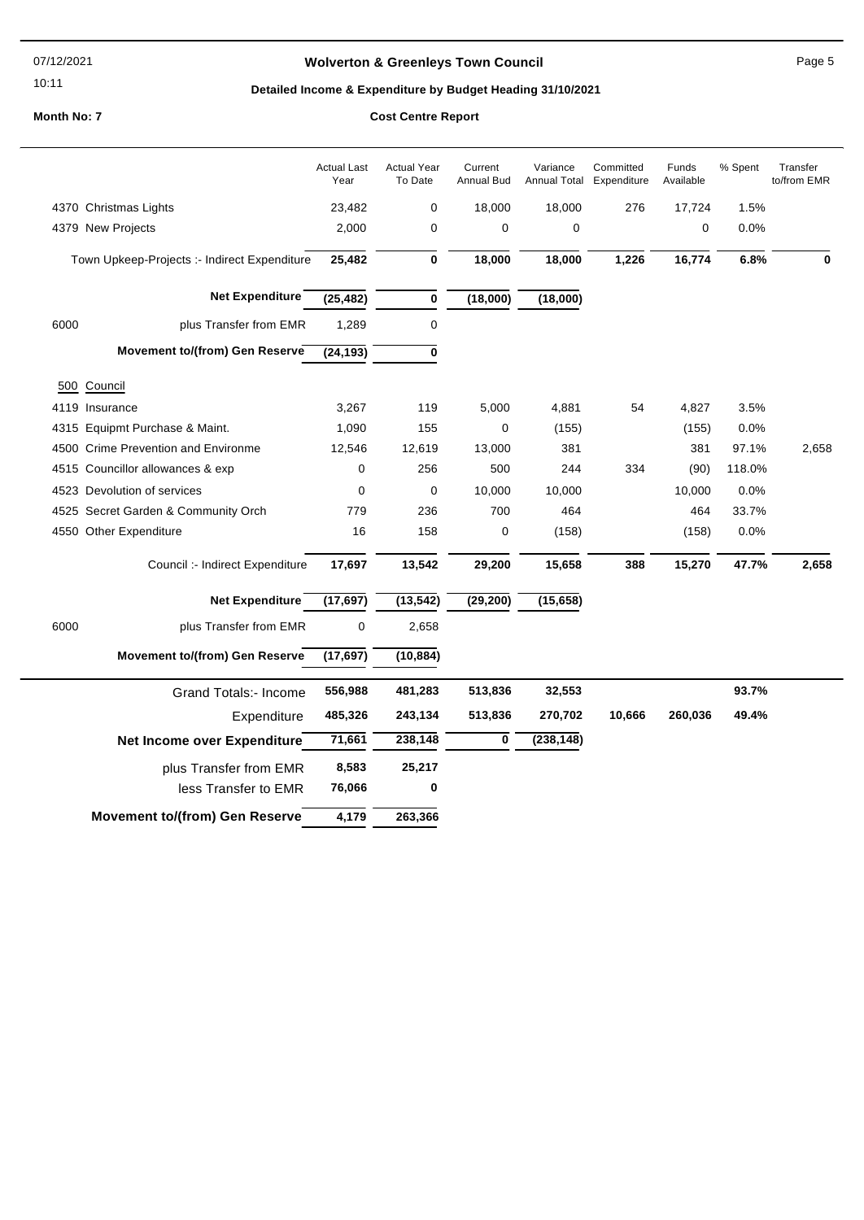**Wolverton & Greenleys Town Council**

**Detailed Income & Expenditure by Budget Heading 31/10/2021**

**Month No: 7**

**Cost Centre Report**

| | Actual Last Year | Actual Year To Date | Current Annual Bud | Variance Annual Total | Committed Expenditure | Funds Available | % Spent | Transfer to/from EMR |
|---|---|---|---|---|---|---|---|---|
| 4370 Christmas Lights | 23,482 | 0 | 18,000 | 18,000 | 276 | 17,724 | 1.5% | |
| 4379 New Projects | 2,000 | 0 | 0 | 0 | | 0 | 0.0% | |
| Town Upkeep-Projects :- Indirect Expenditure | **25,482** | **0** | **18,000** | **18,000** | **1,226** | **16,774** | **6.8%** | **0** |
| **Net Expenditure** | **(25,482)** | **0** | **(18,000)** | **(18,000)** | | | | |
| 6000 plus Transfer from EMR | 1,289 | 0 | | | | | | |
| **Movement to/(from) Gen Reserve** | **(24,193)** | **0** | | | | | | |
| 500 Council | | | | | | | | |
| 4119 Insurance | 3,267 | 119 | 5,000 | 4,881 | 54 | 4,827 | 3.5% | |
| 4315 Equipmt Purchase & Maint. | 1,090 | 155 | 0 | (155) | | (155) | 0.0% | |
| 4500 Crime Prevention and Environme | 12,546 | 12,619 | 13,000 | 381 | | 381 | 97.1% | 2,658 |
| 4515 Councillor allowances & exp | 0 | 256 | 500 | 244 | 334 | (90) | 118.0% | |
| 4523 Devolution of services | 0 | 0 | 10,000 | 10,000 | | 10,000 | 0.0% | |
| 4525 Secret Garden & Community Orch | 779 | 236 | 700 | 464 | | 464 | 33.7% | |
| 4550 Other Expenditure | 16 | 158 | 0 | (158) | | (158) | 0.0% | |
| Council :- Indirect Expenditure | **17,697** | **13,542** | **29,200** | **15,658** | **388** | **15,270** | **47.7%** | **2,658** |
| **Net Expenditure** | **(17,697)** | **(13,542)** | **(29,200)** | **(15,658)** | | | | |
| 6000 plus Transfer from EMR | 0 | 2,658 | | | | | | |
| **Movement to/(from) Gen Reserve** | **(17,697)** | **(10,884)** | | | | | | |
| Grand Totals:- Income | **556,988** | **481,283** | **513,836** | **32,553** | | | **93.7%** | |
| Expenditure | **485,326** | **243,134** | **513,836** | **270,702** | **10,666** | **260,036** | **49.4%** | |
| **Net Income over Expenditure** | **71,661** | **238,148** | **0** | **(238,148)** | | | | |
| plus Transfer from EMR | **8,583** | **25,217** | | | | | | |
| less Transfer to EMR | **76,066** | **0** | | | | | | |
| **Movement to/(from) Gen Reserve** | **4,179** | **263,366** | | | | | | |